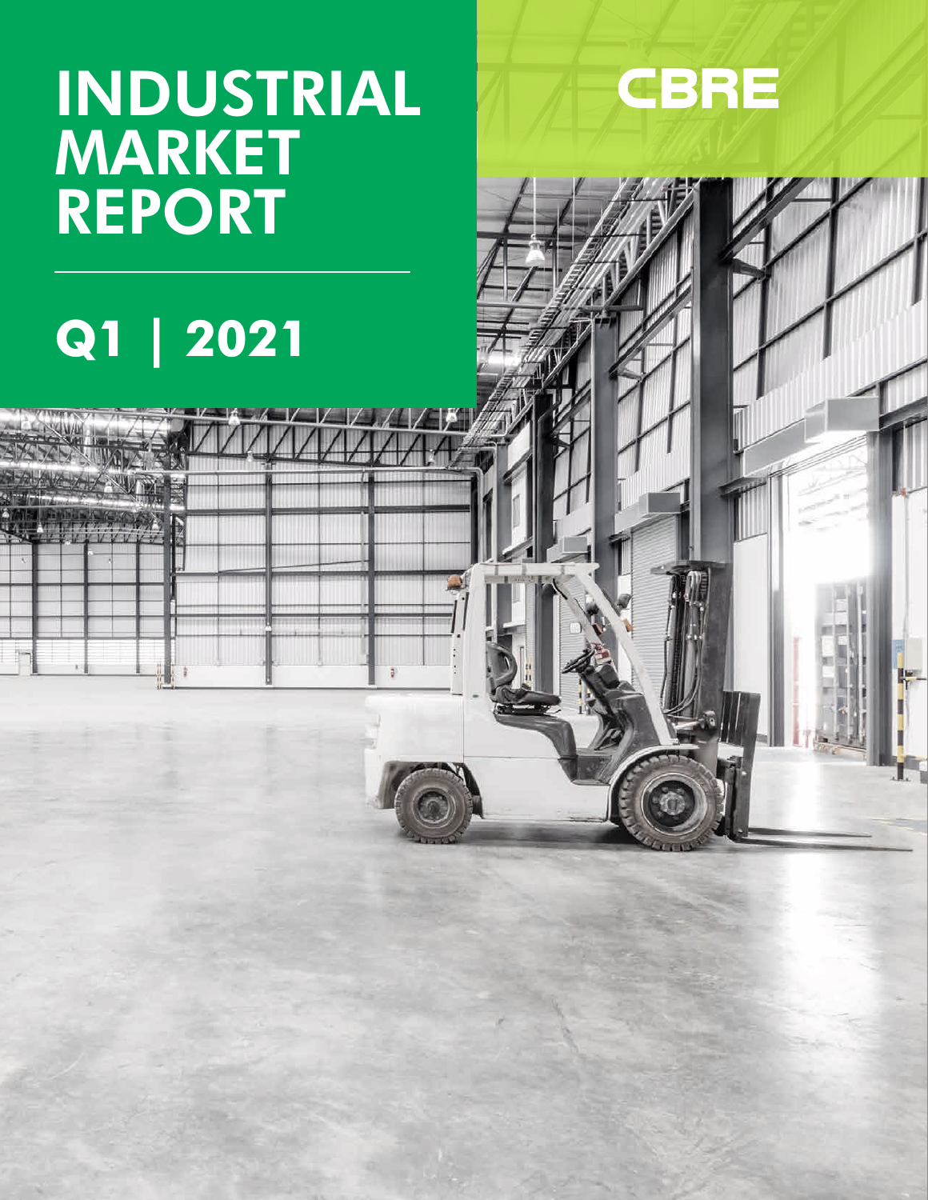# INDUSTRIAL MARKET REPORT

## Q1 | 2021

CBRE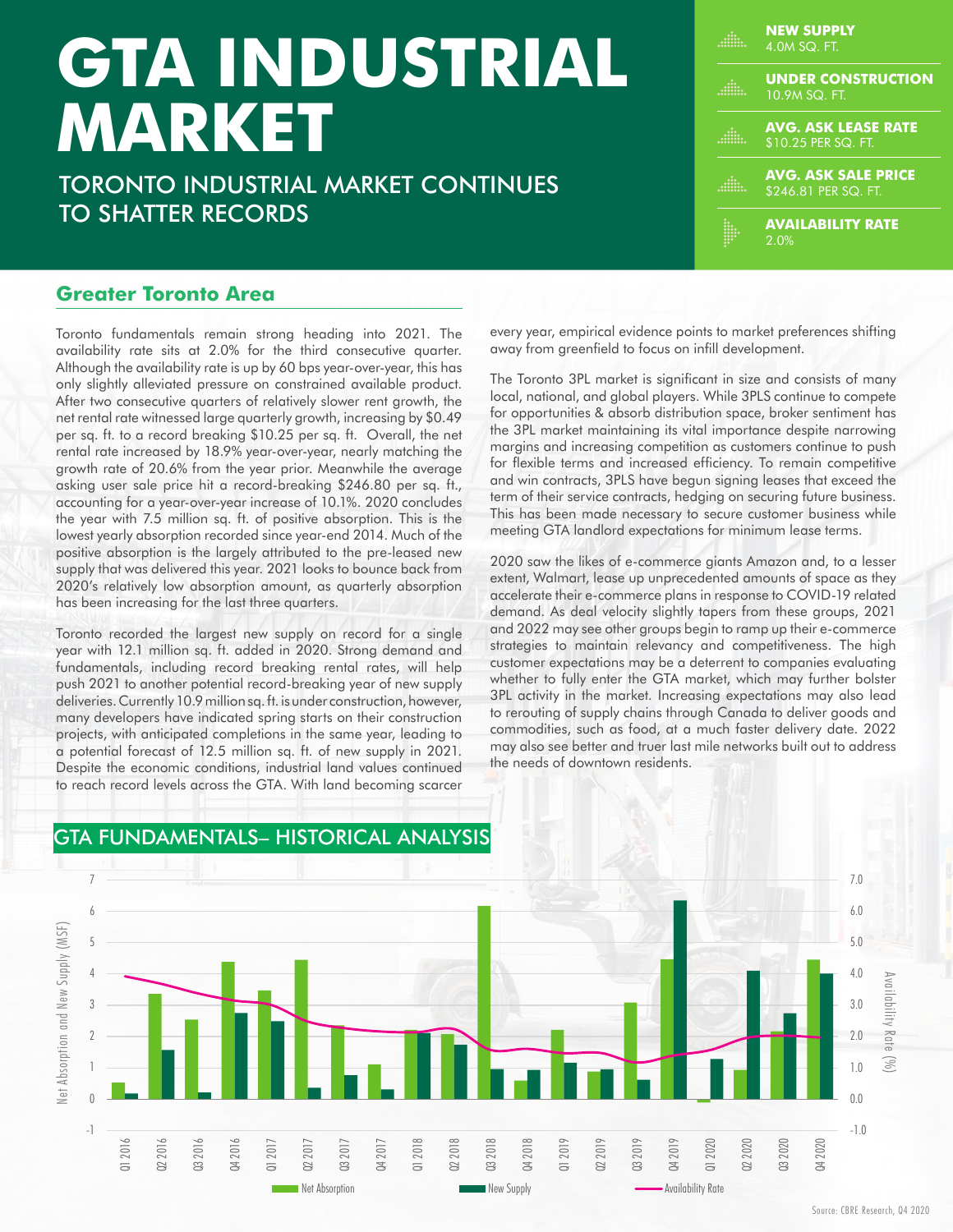# GTA INDUSTRIAL MARKET

## TORONTO INDUSTRIAL MARKET CONTINUES TO SHATTER RECORDS

**NEW SUPPLY**
4.0M SQ. FT.

**UNDER CONSTRUCTION**
10.9M SQ. FT.

**AVG. ASK LEASE RATE**
$10.25 PER SQ. FT.

**AVG. ASK SALE PRICE**
$246.81 PER SQ. FT.

**AVAILABILITY RATE**
2.0%

### Greater Toronto Area

Toronto fundamentals remain strong heading into 2021. The availability rate sits at 2.0% for the third consecutive quarter. Although the availability rate is up by 60 bps year-over-year, this has only slightly alleviated pressure on constrained available product. After two consecutive quarters of relatively slower rent growth, the net rental rate witnessed large quarterly growth, increasing by $0.49 per sq. ft. to a record breaking $10.25 per sq. ft. Overall, the net rental rate increased by 18.9% year-over-year, nearly matching the growth rate of 20.6% from the year prior. Meanwhile the average asking user sale price hit a record-breaking $246.80 per sq. ft., accounting for a year-over-year increase of 10.1%. 2020 concludes the year with 7.5 million sq. ft. of positive absorption. This is the lowest yearly absorption recorded since year-end 2014. Much of the positive absorption is the largely attributed to the pre-leased new supply that was delivered this year. 2021 looks to bounce back from 2020's relatively low absorption amount, as quarterly absorption has been increasing for the last three quarters.

Toronto recorded the largest new supply on record for a single year with 12.1 million sq. ft. added in 2020. Strong demand and fundamentals, including record breaking rental rates, will help push 2021 to another potential record-breaking year of new supply deliveries. Currently 10.9 million sq. ft. is under construction, however, many developers have indicated spring starts on their construction projects, with anticipated completions in the same year, leading to a potential forecast of 12.5 million sq. ft. of new supply in 2021. Despite the economic conditions, industrial land values continued to reach record levels across the GTA. With land becoming scarcer every year, empirical evidence points to market preferences shifting away from greenfield to focus on infill development.

The Toronto 3PL market is significant in size and consists of many local, national, and global players. While 3PLS continue to compete for opportunities & absorb distribution space, broker sentiment has the 3PL market maintaining its vital importance despite narrowing margins and increasing competition as customers continue to push for flexible terms and increased efficiency. To remain competitive and win contracts, 3PLS have begun signing leases that exceed the term of their service contracts, hedging on securing future business. This has been made necessary to secure customer business while meeting GTA landlord expectations for minimum lease terms.

2020 saw the likes of e-commerce giants Amazon and, to a lesser extent, Walmart, lease up unprecedented amounts of space as they accelerate their e-commerce plans in response to COVID-19 related demand. As deal velocity slightly tapers from these groups, 2021 and 2022 may see other groups begin to ramp up their e-commerce strategies to maintain relevancy and competitiveness. The high customer expectations may be a deterrent to companies evaluating whether to fully enter the GTA market, which may further bolster 3PL activity in the market. Increasing expectations may also lead to rerouting of supply chains through Canada to deliver goods and commodities, such as food, at a much faster delivery date. 2022 may also see better and truer last mile networks built out to address the needs of downtown residents.

## GTA FUNDAMENTALS– HISTORICAL ANALYSIS

Legend: Net Absorption, New Supply, Availability Rate. Left axis: Net Absorption and New Supply (MSF), -1 to 7. Right axis: Availability Rate (%), -1.0 to 7.0. Quarters Q1 2016 – Q4 2020.

Source: CBRE Research, Q4 2020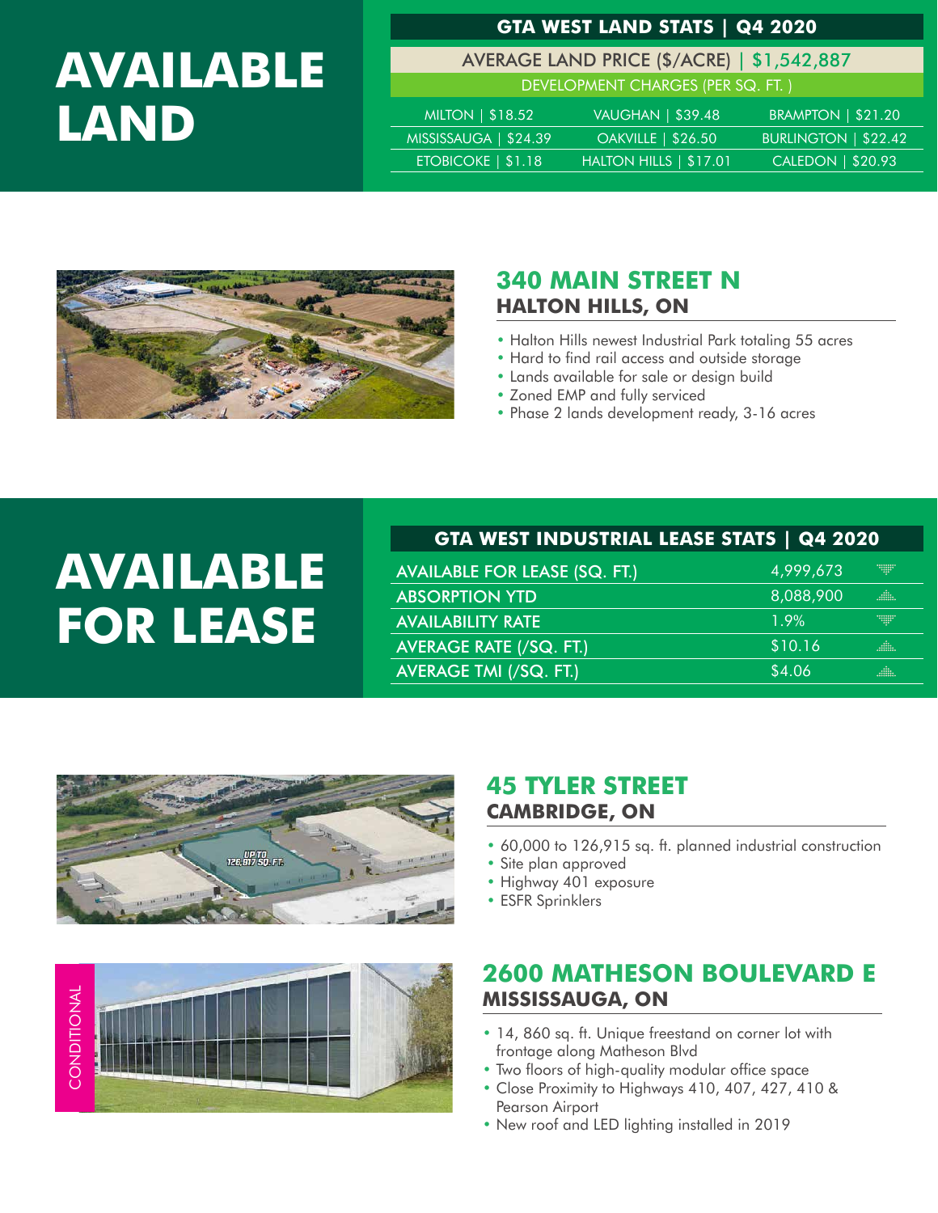# AVAILABLE LAND

## GTA WEST LAND STATS | Q4 2020

AVERAGE LAND PRICE ($/ACRE) | $1,542,887

DEVELOPMENT CHARGES (PER SQ. FT.)

| | | |
|---|---|---|
| MILTON \| $18.52 | VAUGHAN \| $39.48 | BRAMPTON \| $21.20 |
| MISSISSAUGA \| $24.39 | OAKVILLE \| $26.50 | BURLINGTON \| $22.42 |
| ETOBICOKE \| $1.18 | HALTON HILLS \| $17.01 | CALEDON \| $20.93 |

## 340 MAIN STREET N
### HALTON HILLS, ON

- Halton Hills newest Industrial Park totaling 55 acres
- Hard to find rail access and outside storage
- Lands available for sale or design build
- Zoned EMP and fully serviced
- Phase 2 lands development ready, 3-16 acres

# AVAILABLE FOR LEASE

## GTA WEST INDUSTRIAL LEASE STATS | Q4 2020

| | |
|---|---|
| AVAILABLE FOR LEASE (SQ. FT.) | 4,999,673 |
| ABSORPTION YTD | 8,088,900 |
| AVAILABILITY RATE | 1.9% |
| AVERAGE RATE (/SQ. FT.) | $10.16 |
| AVERAGE TMI (/SQ. FT.) | $4.06 |

## 45 TYLER STREET
### CAMBRIDGE, ON

- 60,000 to 126,915 sq. ft. planned industrial construction
- Site plan approved
- Highway 401 exposure
- ESFR Sprinklers

CONDITIONAL

## 2600 MATHESON BOULEVARD E
### MISSISSAUGA, ON

- 14, 860 sq. ft. Unique freestand on corner lot with frontage along Matheson Blvd
- Two floors of high-quality modular office space
- Close Proximity to Highways 410, 407, 427, 410 & Pearson Airport
- New roof and LED lighting installed in 2019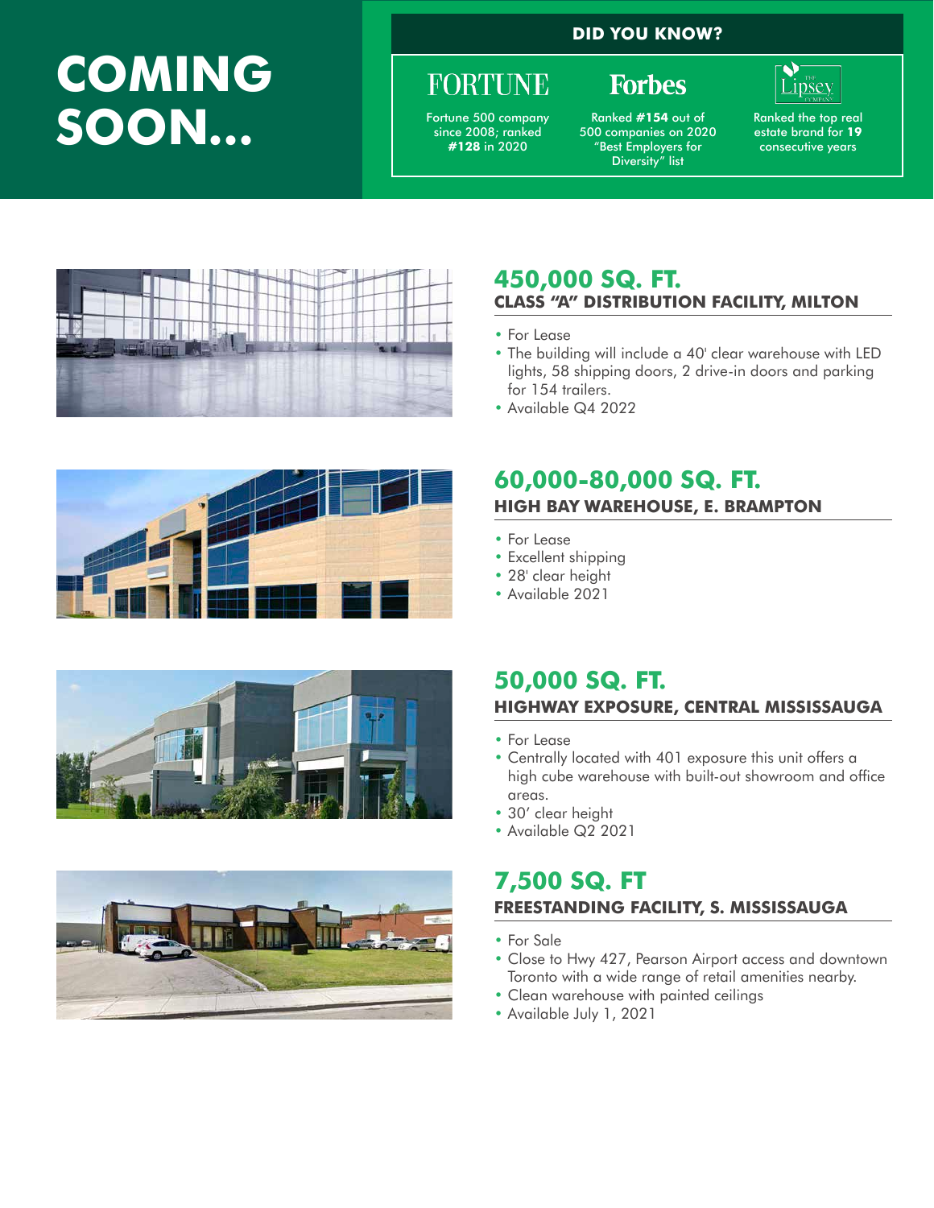# COMING SOON...

**DID YOU KNOW?**

**FORTUNE**

Fortune 500 company since 2008; ranked **#128** in 2020

**Forbes**

Ranked **#154** out of 500 companies on 2020 "Best Employers for Diversity" list

**The Lipsey Company**

Ranked the top real estate brand for **19** consecutive years

## 450,000 SQ. FT.

### CLASS "A" DISTRIBUTION FACILITY, MILTON

- For Lease
- The building will include a 40' clear warehouse with LED lights, 58 shipping doors, 2 drive-in doors and parking for 154 trailers.
- Available Q4 2022

## 60,000-80,000 SQ. FT.

### HIGH BAY WAREHOUSE, E. BRAMPTON

- For Lease
- Excellent shipping
- 28' clear height
- Available 2021

## 50,000 SQ. FT.

### HIGHWAY EXPOSURE, CENTRAL MISSISSAUGA

- For Lease
- Centrally located with 401 exposure this unit offers a high cube warehouse with built-out showroom and office areas.
- 30' clear height
- Available Q2 2021

## 7,500 SQ. FT

### FREESTANDING FACILITY, S. MISSISSAUGA

- For Sale
- Close to Hwy 427, Pearson Airport access and downtown Toronto with a wide range of retail amenities nearby.
- Clean warehouse with painted ceilings
- Available July 1, 2021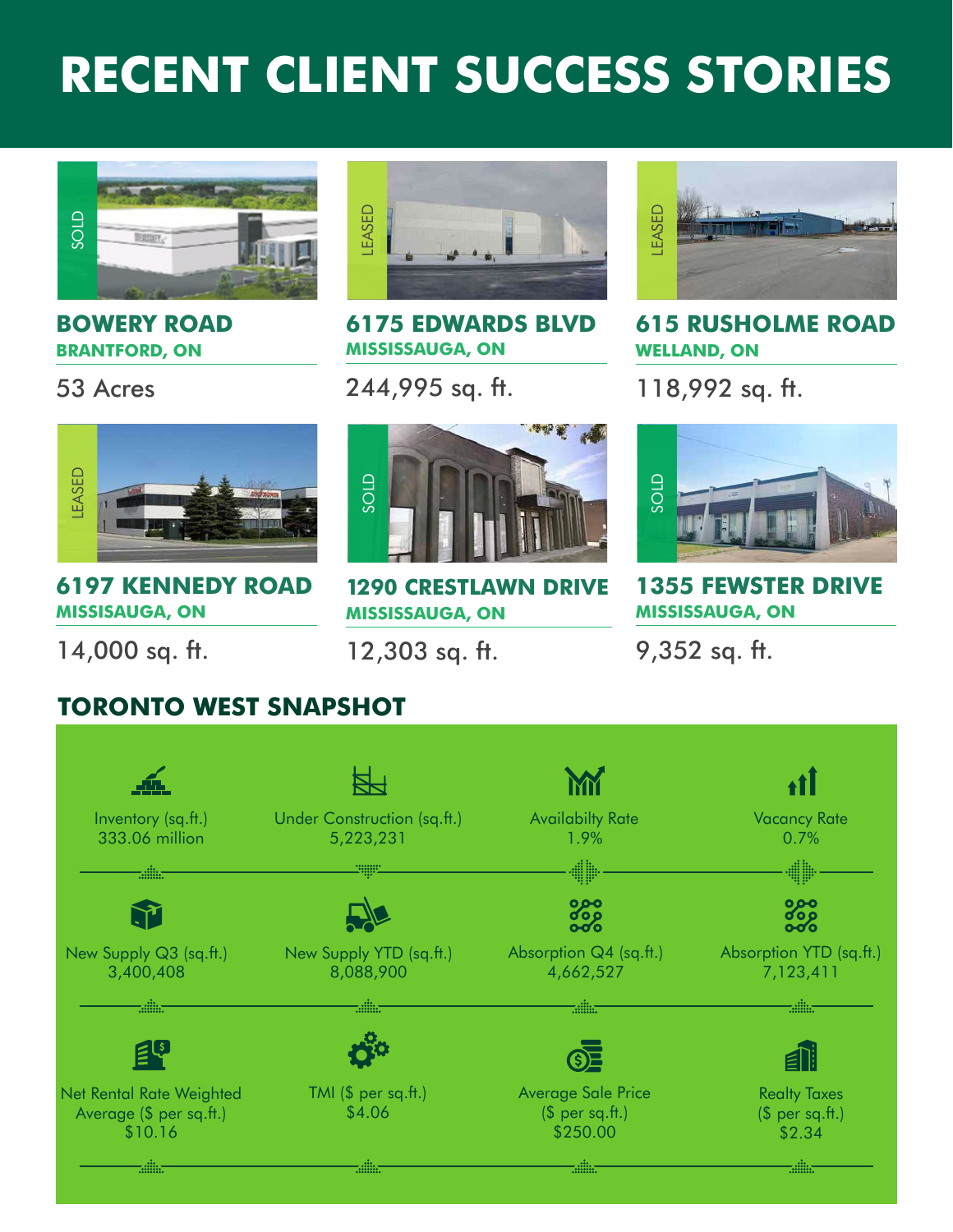# RECENT CLIENT SUCCESS STORIES

SOLD

### BOWERY ROAD
**BRANTFORD, ON**

53 Acres

LEASED

### 6175 EDWARDS BLVD
**MISSISSAUGA, ON**

244,995 sq. ft.

LEASED

### 615 RUSHOLME ROAD
**WELLAND, ON**

118,992 sq. ft.

LEASED

### 6197 KENNEDY ROAD
**MISSISAUGA, ON**

14,000 sq. ft.

SOLD

### 1290 CRESTLAWN DRIVE
**MISSISAUGA, ON**

12,303 sq. ft.

SOLD

### 1355 FEWSTER DRIVE
**MISSISAUGA, ON**

9,352 sq. ft.

## TORONTO WEST SNAPSHOT

| Metric | Value |
|---|---|
| Inventory (sq.ft.) | 333.06 million |
| Under Construction (sq.ft.) | 5,223,231 |
| Availabilty Rate | 1.9% |
| Vacancy Rate | 0.7% |
| New Supply Q3 (sq.ft.) | 3,400,408 |
| New Supply YTD (sq.ft.) | 8,088,900 |
| Absorption Q4 (sq.ft.) | 4,662,527 |
| Absorption YTD (sq.ft.) | 7,123,411 |
| Net Rental Rate Weighted Average ($ per sq.ft.) | $10.16 |
| TMI ($ per sq.ft.) | $4.06 |
| Average Sale Price ($ per sq.ft.) | $250.00 |
| Realty Taxes ($ per sq.ft.) | $2.34 |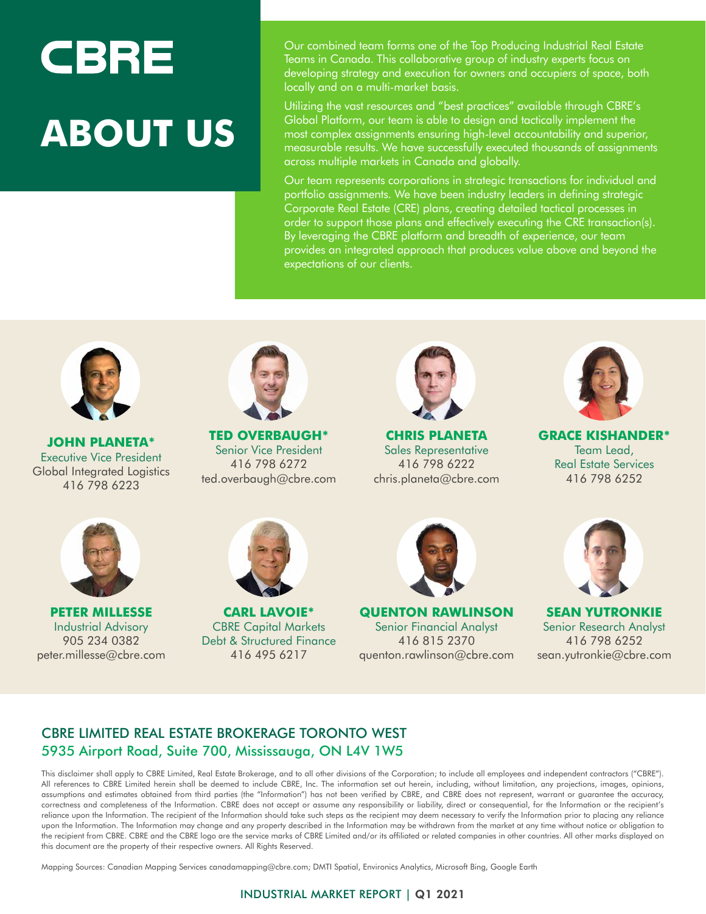# CBRE

# ABOUT US

Our combined team forms one of the Top Producing Industrial Real Estate Teams in Canada. This collaborative group of industry experts focus on developing strategy and execution for owners and occupiers of space, both locally and on a multi-market basis.

Utilizing the vast resources and "best practices" available through CBRE's Global Platform, our team is able to design and tactically implement the most complex assignments ensuring high-level accountability and superior, measurable results. We have successfully executed thousands of assignments across multiple markets in Canada and globally.

Our team represents corporations in strategic transactions for individual and portfolio assignments. We have been industry leaders in defining strategic Corporate Real Estate (CRE) plans, creating detailed tactical processes in order to support those plans and effectively executing the CRE transaction(s). By leveraging the CBRE platform and breadth of experience, our team provides an integrated approach that produces value above and beyond the expectations of our clients.

**JOHN PLANETA***
Executive Vice President
Global Integrated Logistics
416 798 6223

**TED OVERBAUGH***
Senior Vice President
416 798 6272
ted.overbaugh@cbre.com

**CHRIS PLANETA**
Sales Representative
416 798 6222
chris.planeta@cbre.com

**GRACE KISHANDER***
Team Lead,
Real Estate Services
416 798 6252

**PETER MILLESSE**
Industrial Advisory
905 234 0382
peter.millesse@cbre.com

**CARL LAVOIE***
CBRE Capital Markets
Debt & Structured Finance
416 495 6217

**QUENTON RAWLINSON**
Senior Financial Analyst
416 815 2370
quenton.rawlinson@cbre.com

**SEAN YUTRONKIE**
Senior Research Analyst
416 798 6252
sean.yutronkie@cbre.com

## CBRE LIMITED REAL ESTATE BROKERAGE TORONTO WEST
5935 Airport Road, Suite 700, Mississauga, ON L4V 1W5

This disclaimer shall apply to CBRE Limited, Real Estate Brokerage, and to all other divisions of the Corporation; to include all employees and independent contractors ("CBRE"). All references to CBRE Limited herein shall be deemed to include CBRE, Inc. The information set out herein, including, without limitation, any projections, images, opinions, assumptions and estimates obtained from third parties (the "Information") has not been verified by CBRE, and CBRE does not represent, warrant or guarantee the accuracy, correctness and completeness of the Information. CBRE does not accept or assume any responsibility or liability, direct or consequential, for the Information or the recipient's reliance upon the Information. The recipient of the Information should take such steps as the recipient may deem necessary to verify the Information prior to placing any reliance upon the Information. The Information may change and any property described in the Information may be withdrawn from the market at any time without notice or obligation to the recipient from CBRE. CBRE and the CBRE logo are the service marks of CBRE Limited and/or its affiliated or related companies in other countries. All other marks displayed on this document are the property of their respective owners. All Rights Reserved.

Mapping Sources: Canadian Mapping Services canadamapping@cbre.com; DMTI Spatial, Environics Analytics, Microsoft Bing, Google Earth